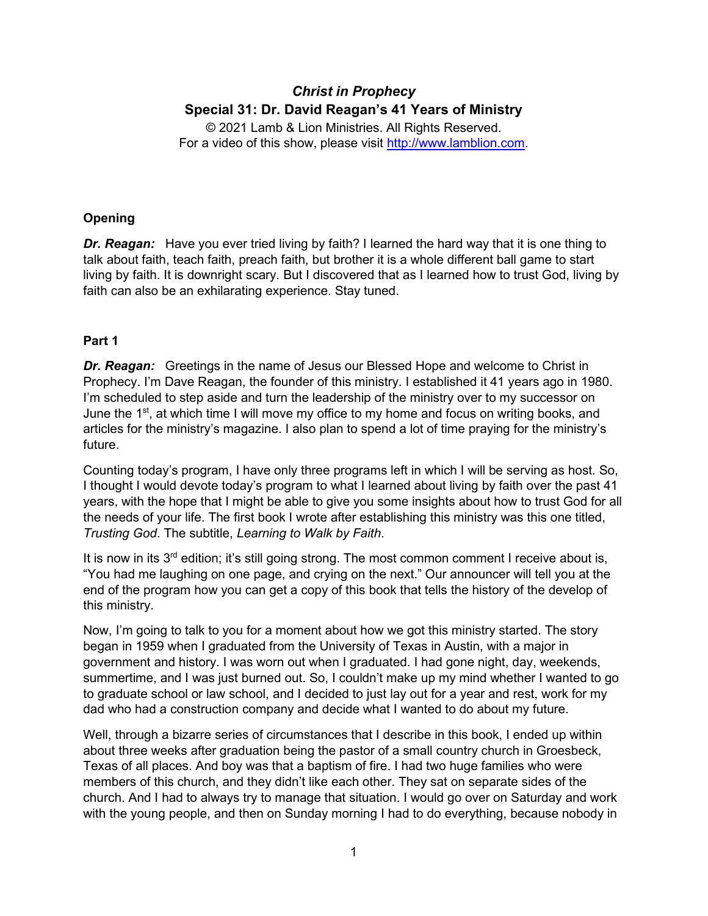## *Christ in Prophecy*
## Special 31: Dr. David Reagan's 41 Years of Ministry

© 2021 Lamb & Lion Ministries. All Rights Reserved.
For a video of this show, please visit http://www.lamblion.com.

### Opening

***Dr. Reagan:*** Have you ever tried living by faith? I learned the hard way that it is one thing to talk about faith, teach faith, preach faith, but brother it is a whole different ball game to start living by faith. It is downright scary. But I discovered that as I learned how to trust God, living by faith can also be an exhilarating experience. Stay tuned.

### Part 1

***Dr. Reagan:*** Greetings in the name of Jesus our Blessed Hope and welcome to Christ in Prophecy. I'm Dave Reagan, the founder of this ministry. I established it 41 years ago in 1980. I'm scheduled to step aside and turn the leadership of the ministry over to my successor on June the 1st, at which time I will move my office to my home and focus on writing books, and articles for the ministry's magazine. I also plan to spend a lot of time praying for the ministry's future.

Counting today's program, I have only three programs left in which I will be serving as host. So, I thought I would devote today's program to what I learned about living by faith over the past 41 years, with the hope that I might be able to give you some insights about how to trust God for all the needs of your life. The first book I wrote after establishing this ministry was this one titled, *Trusting God*. The subtitle, *Learning to Walk by Faith*.

It is now in its 3rd edition; it's still going strong. The most common comment I receive about is, "You had me laughing on one page, and crying on the next." Our announcer will tell you at the end of the program how you can get a copy of this book that tells the history of the develop of this ministry.

Now, I'm going to talk to you for a moment about how we got this ministry started. The story began in 1959 when I graduated from the University of Texas in Austin, with a major in government and history. I was worn out when I graduated. I had gone night, day, weekends, summertime, and I was just burned out. So, I couldn't make up my mind whether I wanted to go to graduate school or law school, and I decided to just lay out for a year and rest, work for my dad who had a construction company and decide what I wanted to do about my future.

Well, through a bizarre series of circumstances that I describe in this book, I ended up within about three weeks after graduation being the pastor of a small country church in Groesbeck, Texas of all places. And boy was that a baptism of fire. I had two huge families who were members of this church, and they didn't like each other. They sat on separate sides of the church. And I had to always try to manage that situation. I would go over on Saturday and work with the young people, and then on Sunday morning I had to do everything, because nobody in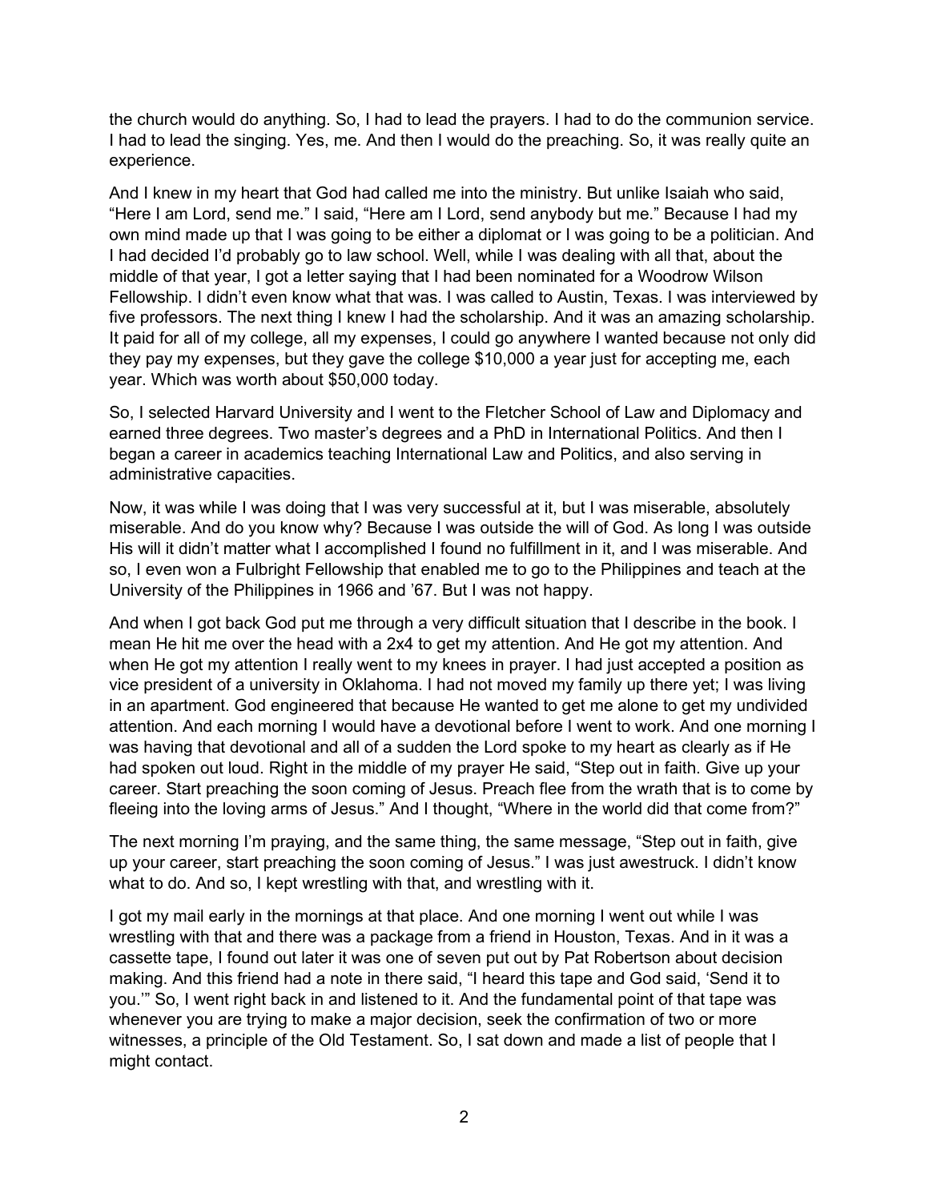the church would do anything. So, I had to lead the prayers. I had to do the communion service. I had to lead the singing. Yes, me. And then I would do the preaching. So, it was really quite an experience.

And I knew in my heart that God had called me into the ministry. But unlike Isaiah who said, "Here I am Lord, send me." I said, "Here am I Lord, send anybody but me." Because I had my own mind made up that I was going to be either a diplomat or I was going to be a politician. And I had decided I'd probably go to law school. Well, while I was dealing with all that, about the middle of that year, I got a letter saying that I had been nominated for a Woodrow Wilson Fellowship. I didn't even know what that was. I was called to Austin, Texas. I was interviewed by five professors. The next thing I knew I had the scholarship. And it was an amazing scholarship. It paid for all of my college, all my expenses, I could go anywhere I wanted because not only did they pay my expenses, but they gave the college $10,000 a year just for accepting me, each year. Which was worth about $50,000 today.

So, I selected Harvard University and I went to the Fletcher School of Law and Diplomacy and earned three degrees. Two master's degrees and a PhD in International Politics. And then I began a career in academics teaching International Law and Politics, and also serving in administrative capacities.

Now, it was while I was doing that I was very successful at it, but I was miserable, absolutely miserable. And do you know why? Because I was outside the will of God. As long I was outside His will it didn't matter what I accomplished I found no fulfillment in it, and I was miserable. And so, I even won a Fulbright Fellowship that enabled me to go to the Philippines and teach at the University of the Philippines in 1966 and '67. But I was not happy.

And when I got back God put me through a very difficult situation that I describe in the book. I mean He hit me over the head with a 2x4 to get my attention. And He got my attention. And when He got my attention I really went to my knees in prayer. I had just accepted a position as vice president of a university in Oklahoma. I had not moved my family up there yet; I was living in an apartment. God engineered that because He wanted to get me alone to get my undivided attention. And each morning I would have a devotional before I went to work. And one morning I was having that devotional and all of a sudden the Lord spoke to my heart as clearly as if He had spoken out loud. Right in the middle of my prayer He said, "Step out in faith. Give up your career. Start preaching the soon coming of Jesus. Preach flee from the wrath that is to come by fleeing into the loving arms of Jesus." And I thought, "Where in the world did that come from?"

The next morning I'm praying, and the same thing, the same message, "Step out in faith, give up your career, start preaching the soon coming of Jesus." I was just awestruck. I didn't know what to do. And so, I kept wrestling with that, and wrestling with it.

I got my mail early in the mornings at that place. And one morning I went out while I was wrestling with that and there was a package from a friend in Houston, Texas. And in it was a cassette tape, I found out later it was one of seven put out by Pat Robertson about decision making. And this friend had a note in there said, "I heard this tape and God said, 'Send it to you.'" So, I went right back in and listened to it. And the fundamental point of that tape was whenever you are trying to make a major decision, seek the confirmation of two or more witnesses, a principle of the Old Testament. So, I sat down and made a list of people that I might contact.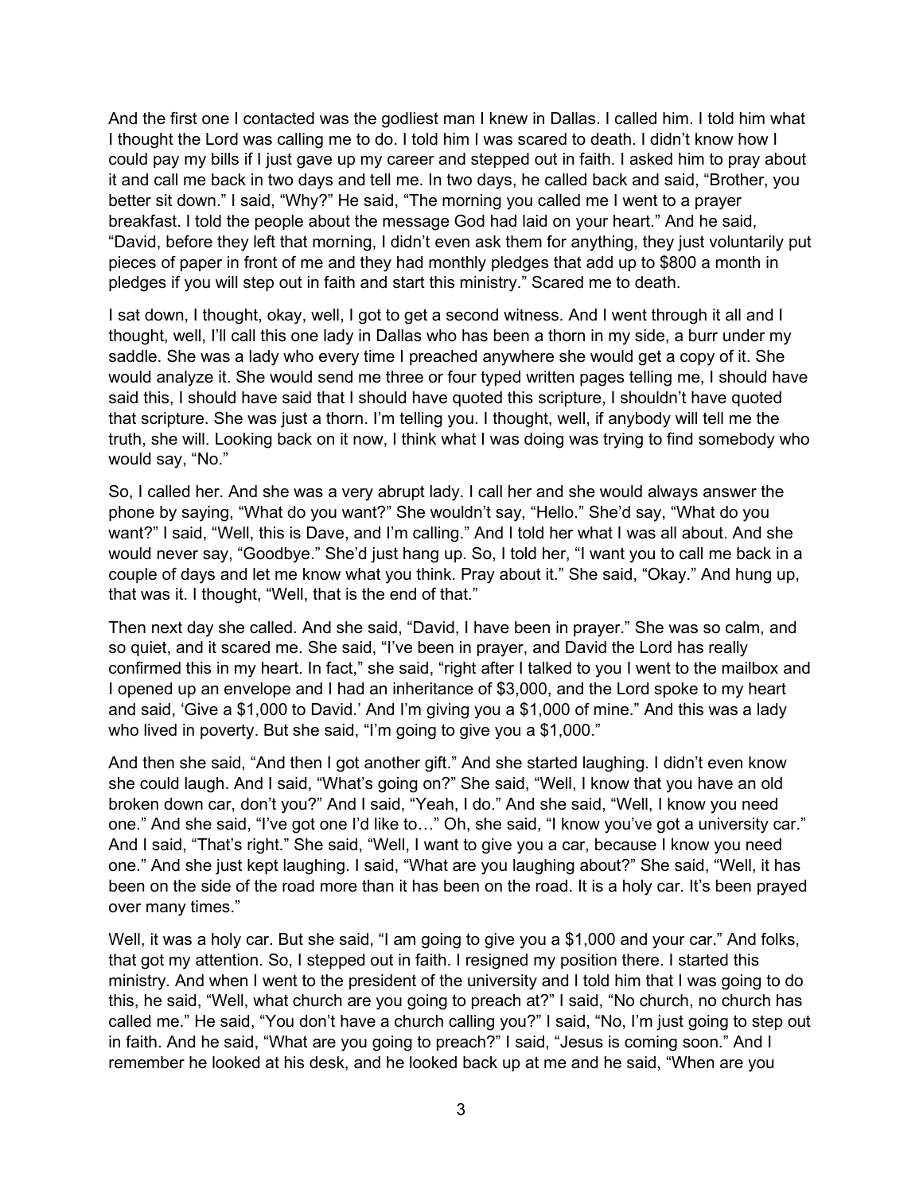And the first one I contacted was the godliest man I knew in Dallas. I called him. I told him what I thought the Lord was calling me to do. I told him I was scared to death. I didn't know how I could pay my bills if I just gave up my career and stepped out in faith. I asked him to pray about it and call me back in two days and tell me. In two days, he called back and said, "Brother, you better sit down." I said, "Why?" He said, "The morning you called me I went to a prayer breakfast. I told the people about the message God had laid on your heart." And he said, "David, before they left that morning, I didn't even ask them for anything, they just voluntarily put pieces of paper in front of me and they had monthly pledges that add up to $800 a month in pledges if you will step out in faith and start this ministry." Scared me to death.

I sat down, I thought, okay, well, I got to get a second witness. And I went through it all and I thought, well, I'll call this one lady in Dallas who has been a thorn in my side, a burr under my saddle. She was a lady who every time I preached anywhere she would get a copy of it. She would analyze it. She would send me three or four typed written pages telling me, I should have said this, I should have said that I should have quoted this scripture, I shouldn't have quoted that scripture. She was just a thorn. I'm telling you. I thought, well, if anybody will tell me the truth, she will. Looking back on it now, I think what I was doing was trying to find somebody who would say, "No."

So, I called her. And she was a very abrupt lady. I call her and she would always answer the phone by saying, "What do you want?" She wouldn't say, "Hello." She'd say, "What do you want?" I said, "Well, this is Dave, and I'm calling." And I told her what I was all about. And she would never say, "Goodbye." She'd just hang up. So, I told her, "I want you to call me back in a couple of days and let me know what you think. Pray about it." She said, "Okay." And hung up, that was it. I thought, "Well, that is the end of that."

Then next day she called. And she said, "David, I have been in prayer." She was so calm, and so quiet, and it scared me. She said, "I've been in prayer, and David the Lord has really confirmed this in my heart. In fact," she said, "right after I talked to you I went to the mailbox and I opened up an envelope and I had an inheritance of $3,000, and the Lord spoke to my heart and said, 'Give a $1,000 to David.' And I'm giving you a $1,000 of mine." And this was a lady who lived in poverty. But she said, "I'm going to give you a $1,000."

And then she said, "And then I got another gift." And she started laughing. I didn't even know she could laugh. And I said, "What's going on?" She said, "Well, I know that you have an old broken down car, don't you?" And I said, "Yeah, I do." And she said, "Well, I know you need one." And she said, "I've got one I'd like to…" Oh, she said, "I know you've got a university car." And I said, "That's right." She said, "Well, I want to give you a car, because I know you need one." And she just kept laughing. I said, "What are you laughing about?" She said, "Well, it has been on the side of the road more than it has been on the road. It is a holy car. It's been prayed over many times."

Well, it was a holy car. But she said, "I am going to give you a $1,000 and your car." And folks, that got my attention. So, I stepped out in faith. I resigned my position there. I started this ministry. And when I went to the president of the university and I told him that I was going to do this, he said, "Well, what church are you going to preach at?" I said, "No church, no church has called me." He said, "You don't have a church calling you?" I said, "No, I'm just going to step out in faith. And he said, "What are you going to preach?" I said, "Jesus is coming soon." And I remember he looked at his desk, and he looked back up at me and he said, "When are you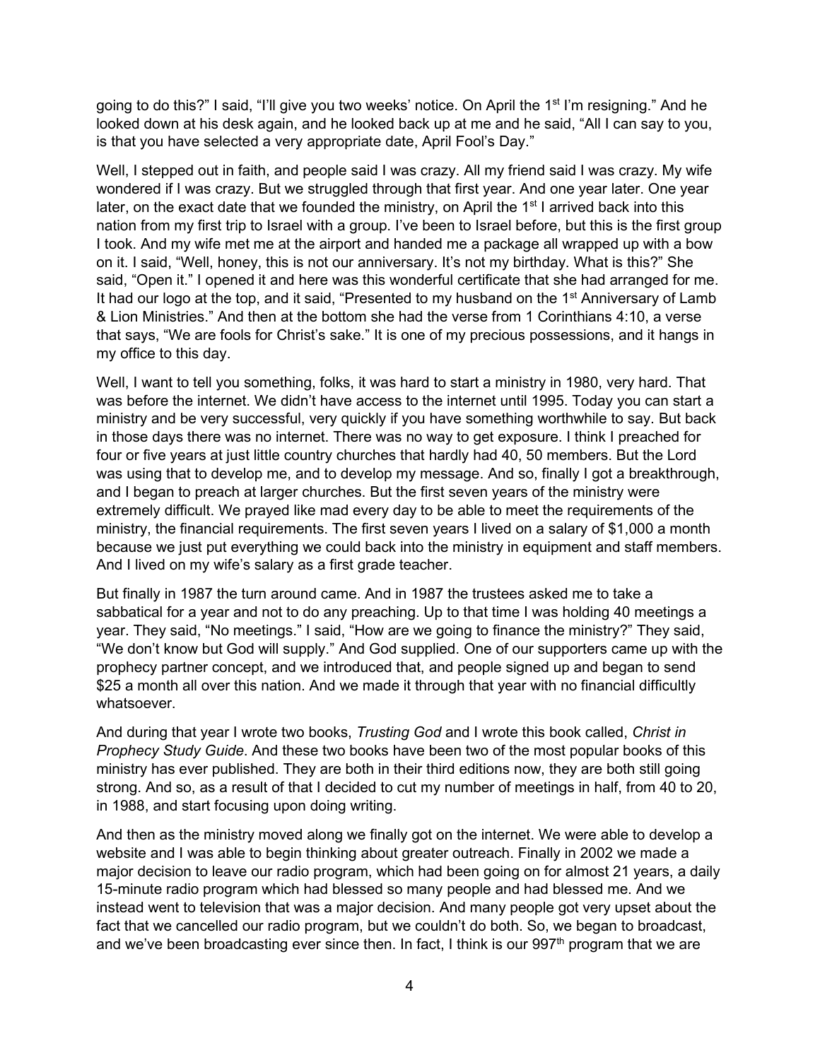going to do this?" I said, "I'll give you two weeks' notice. On April the 1st I'm resigning." And he looked down at his desk again, and he looked back up at me and he said, "All I can say to you, is that you have selected a very appropriate date, April Fool's Day."

Well, I stepped out in faith, and people said I was crazy. All my friend said I was crazy. My wife wondered if I was crazy. But we struggled through that first year. And one year later. One year later, on the exact date that we founded the ministry, on April the 1st I arrived back into this nation from my first trip to Israel with a group. I've been to Israel before, but this is the first group I took. And my wife met me at the airport and handed me a package all wrapped up with a bow on it. I said, "Well, honey, this is not our anniversary. It's not my birthday. What is this?" She said, "Open it." I opened it and here was this wonderful certificate that she had arranged for me. It had our logo at the top, and it said, "Presented to my husband on the 1st Anniversary of Lamb & Lion Ministries." And then at the bottom she had the verse from 1 Corinthians 4:10, a verse that says, "We are fools for Christ's sake." It is one of my precious possessions, and it hangs in my office to this day.

Well, I want to tell you something, folks, it was hard to start a ministry in 1980, very hard. That was before the internet. We didn't have access to the internet until 1995. Today you can start a ministry and be very successful, very quickly if you have something worthwhile to say. But back in those days there was no internet. There was no way to get exposure. I think I preached for four or five years at just little country churches that hardly had 40, 50 members. But the Lord was using that to develop me, and to develop my message. And so, finally I got a breakthrough, and I began to preach at larger churches. But the first seven years of the ministry were extremely difficult. We prayed like mad every day to be able to meet the requirements of the ministry, the financial requirements. The first seven years I lived on a salary of $1,000 a month because we just put everything we could back into the ministry in equipment and staff members. And I lived on my wife's salary as a first grade teacher.

But finally in 1987 the turn around came. And in 1987 the trustees asked me to take a sabbatical for a year and not to do any preaching. Up to that time I was holding 40 meetings a year. They said, "No meetings." I said, "How are we going to finance the ministry?" They said, "We don't know but God will supply." And God supplied. One of our supporters came up with the prophecy partner concept, and we introduced that, and people signed up and began to send $25 a month all over this nation. And we made it through that year with no financial difficultly whatsoever.

And during that year I wrote two books, *Trusting God* and I wrote this book called, *Christ in Prophecy Study Guide*. And these two books have been two of the most popular books of this ministry has ever published. They are both in their third editions now, they are both still going strong. And so, as a result of that I decided to cut my number of meetings in half, from 40 to 20, in 1988, and start focusing upon doing writing.

And then as the ministry moved along we finally got on the internet. We were able to develop a website and I was able to begin thinking about greater outreach. Finally in 2002 we made a major decision to leave our radio program, which had been going on for almost 21 years, a daily 15-minute radio program which had blessed so many people and had blessed me. And we instead went to television that was a major decision. And many people got very upset about the fact that we cancelled our radio program, but we couldn't do both. So, we began to broadcast, and we've been broadcasting ever since then. In fact, I think is our 997th program that we are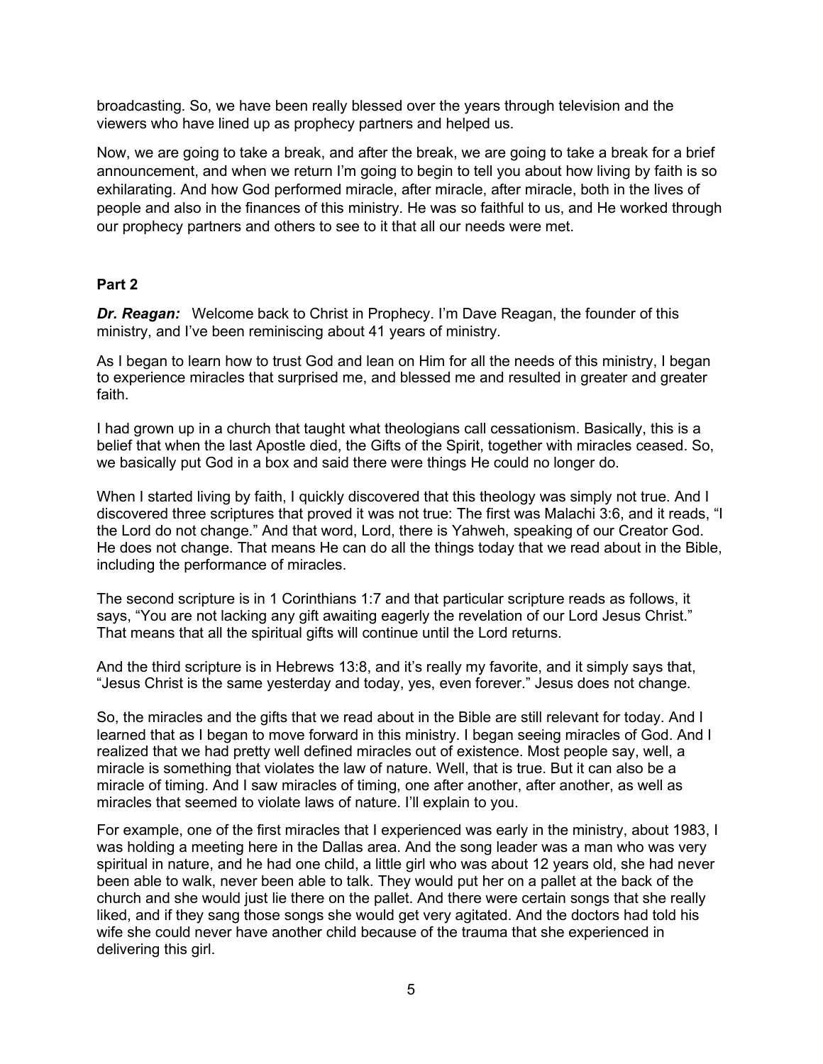broadcasting. So, we have been really blessed over the years through television and the viewers who have lined up as prophecy partners and helped us.

Now, we are going to take a break, and after the break, we are going to take a break for a brief announcement, and when we return I'm going to begin to tell you about how living by faith is so exhilarating. And how God performed miracle, after miracle, after miracle, both in the lives of people and also in the finances of this ministry. He was so faithful to us, and He worked through our prophecy partners and others to see to it that all our needs were met.

**Part 2**

***Dr. Reagan:*** Welcome back to Christ in Prophecy. I'm Dave Reagan, the founder of this ministry, and I've been reminiscing about 41 years of ministry.

As I began to learn how to trust God and lean on Him for all the needs of this ministry, I began to experience miracles that surprised me, and blessed me and resulted in greater and greater faith.

I had grown up in a church that taught what theologians call cessationism. Basically, this is a belief that when the last Apostle died, the Gifts of the Spirit, together with miracles ceased. So, we basically put God in a box and said there were things He could no longer do.

When I started living by faith, I quickly discovered that this theology was simply not true. And I discovered three scriptures that proved it was not true: The first was Malachi 3:6, and it reads, "I the Lord do not change." And that word, Lord, there is Yahweh, speaking of our Creator God. He does not change. That means He can do all the things today that we read about in the Bible, including the performance of miracles.

The second scripture is in 1 Corinthians 1:7 and that particular scripture reads as follows, it says, "You are not lacking any gift awaiting eagerly the revelation of our Lord Jesus Christ." That means that all the spiritual gifts will continue until the Lord returns.

And the third scripture is in Hebrews 13:8, and it's really my favorite, and it simply says that, "Jesus Christ is the same yesterday and today, yes, even forever." Jesus does not change.

So, the miracles and the gifts that we read about in the Bible are still relevant for today. And I learned that as I began to move forward in this ministry. I began seeing miracles of God. And I realized that we had pretty well defined miracles out of existence. Most people say, well, a miracle is something that violates the law of nature. Well, that is true. But it can also be a miracle of timing. And I saw miracles of timing, one after another, after another, as well as miracles that seemed to violate laws of nature. I'll explain to you.

For example, one of the first miracles that I experienced was early in the ministry, about 1983, I was holding a meeting here in the Dallas area. And the song leader was a man who was very spiritual in nature, and he had one child, a little girl who was about 12 years old, she had never been able to walk, never been able to talk. They would put her on a pallet at the back of the church and she would just lie there on the pallet. And there were certain songs that she really liked, and if they sang those songs she would get very agitated. And the doctors had told his wife she could never have another child because of the trauma that she experienced in delivering this girl.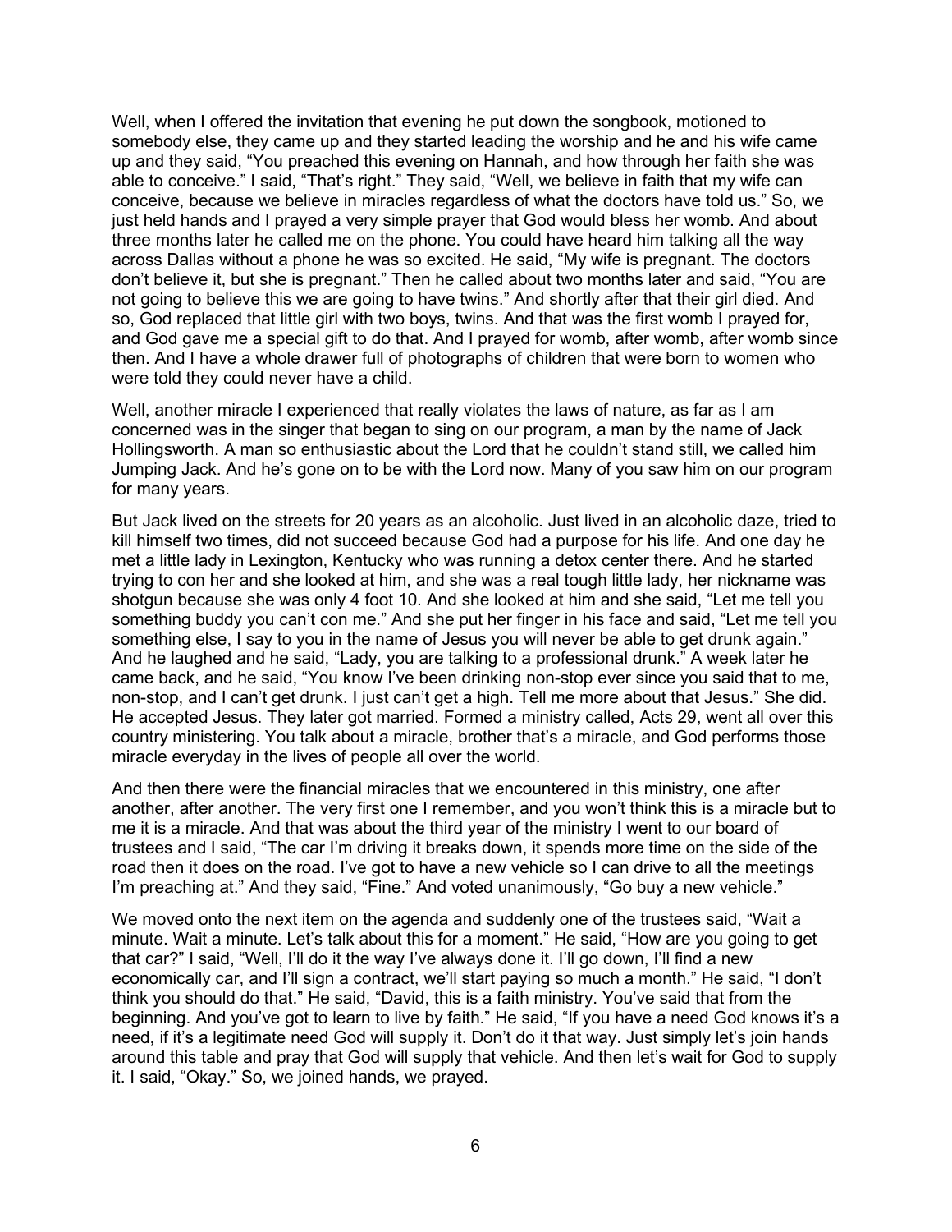Well, when I offered the invitation that evening he put down the songbook, motioned to somebody else, they came up and they started leading the worship and he and his wife came up and they said, "You preached this evening on Hannah, and how through her faith she was able to conceive." I said, "That's right." They said, "Well, we believe in faith that my wife can conceive, because we believe in miracles regardless of what the doctors have told us." So, we just held hands and I prayed a very simple prayer that God would bless her womb. And about three months later he called me on the phone. You could have heard him talking all the way across Dallas without a phone he was so excited. He said, "My wife is pregnant. The doctors don't believe it, but she is pregnant." Then he called about two months later and said, "You are not going to believe this we are going to have twins." And shortly after that their girl died. And so, God replaced that little girl with two boys, twins. And that was the first womb I prayed for, and God gave me a special gift to do that. And I prayed for womb, after womb, after womb since then. And I have a whole drawer full of photographs of children that were born to women who were told they could never have a child.

Well, another miracle I experienced that really violates the laws of nature, as far as I am concerned was in the singer that began to sing on our program, a man by the name of Jack Hollingsworth. A man so enthusiastic about the Lord that he couldn't stand still, we called him Jumping Jack. And he's gone on to be with the Lord now. Many of you saw him on our program for many years.

But Jack lived on the streets for 20 years as an alcoholic. Just lived in an alcoholic daze, tried to kill himself two times, did not succeed because God had a purpose for his life. And one day he met a little lady in Lexington, Kentucky who was running a detox center there. And he started trying to con her and she looked at him, and she was a real tough little lady, her nickname was shotgun because she was only 4 foot 10. And she looked at him and she said, "Let me tell you something buddy you can't con me." And she put her finger in his face and said, "Let me tell you something else, I say to you in the name of Jesus you will never be able to get drunk again." And he laughed and he said, "Lady, you are talking to a professional drunk." A week later he came back, and he said, "You know I've been drinking non-stop ever since you said that to me, non-stop, and I can't get drunk. I just can't get a high. Tell me more about that Jesus." She did. He accepted Jesus. They later got married. Formed a ministry called, Acts 29, went all over this country ministering. You talk about a miracle, brother that's a miracle, and God performs those miracle everyday in the lives of people all over the world.

And then there were the financial miracles that we encountered in this ministry, one after another, after another. The very first one I remember, and you won't think this is a miracle but to me it is a miracle. And that was about the third year of the ministry I went to our board of trustees and I said, "The car I'm driving it breaks down, it spends more time on the side of the road then it does on the road. I've got to have a new vehicle so I can drive to all the meetings I'm preaching at." And they said, "Fine." And voted unanimously, "Go buy a new vehicle."

We moved onto the next item on the agenda and suddenly one of the trustees said, "Wait a minute. Wait a minute. Let's talk about this for a moment." He said, "How are you going to get that car?" I said, "Well, I'll do it the way I've always done it. I'll go down, I'll find a new economically car, and I'll sign a contract, we'll start paying so much a month." He said, "I don't think you should do that." He said, "David, this is a faith ministry. You've said that from the beginning. And you've got to learn to live by faith." He said, "If you have a need God knows it's a need, if it's a legitimate need God will supply it. Don't do it that way. Just simply let's join hands around this table and pray that God will supply that vehicle. And then let's wait for God to supply it. I said, "Okay." So, we joined hands, we prayed.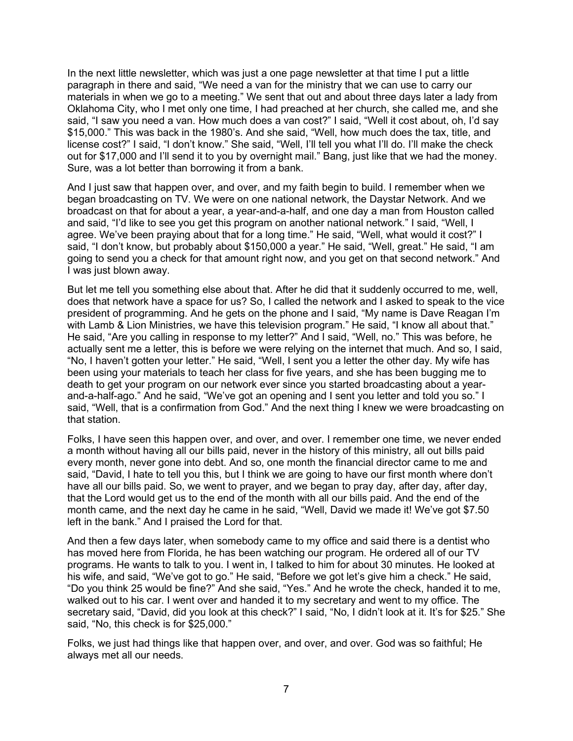In the next little newsletter, which was just a one page newsletter at that time I put a little paragraph in there and said, "We need a van for the ministry that we can use to carry our materials in when we go to a meeting." We sent that out and about three days later a lady from Oklahoma City, who I met only one time, I had preached at her church, she called me, and she said, "I saw you need a van. How much does a van cost?" I said, "Well it cost about, oh, I'd say $15,000." This was back in the 1980's. And she said, "Well, how much does the tax, title, and license cost?" I said, "I don't know." She said, "Well, I'll tell you what I'll do. I'll make the check out for $17,000 and I'll send it to you by overnight mail." Bang, just like that we had the money. Sure, was a lot better than borrowing it from a bank.

And I just saw that happen over, and over, and my faith begin to build. I remember when we began broadcasting on TV. We were on one national network, the Daystar Network. And we broadcast on that for about a year, a year-and-a-half, and one day a man from Houston called and said, "I'd like to see you get this program on another national network." I said, "Well, I agree. We've been praying about that for a long time." He said, "Well, what would it cost?" I said, "I don't know, but probably about $150,000 a year." He said, "Well, great." He said, "I am going to send you a check for that amount right now, and you get on that second network." And I was just blown away.

But let me tell you something else about that. After he did that it suddenly occurred to me, well, does that network have a space for us? So, I called the network and I asked to speak to the vice president of programming. And he gets on the phone and I said, "My name is Dave Reagan I'm with Lamb & Lion Ministries, we have this television program." He said, "I know all about that." He said, "Are you calling in response to my letter?" And I said, "Well, no." This was before, he actually sent me a letter, this is before we were relying on the internet that much. And so, I said, "No, I haven't gotten your letter." He said, "Well, I sent you a letter the other day. My wife has been using your materials to teach her class for five years, and she has been bugging me to death to get your program on our network ever since you started broadcasting about a year-and-a-half-ago." And he said, "We've got an opening and I sent you letter and told you so." I said, "Well, that is a confirmation from God." And the next thing I knew we were broadcasting on that station.

Folks, I have seen this happen over, and over, and over. I remember one time, we never ended a month without having all our bills paid, never in the history of this ministry, all out bills paid every month, never gone into debt. And so, one month the financial director came to me and said, "David, I hate to tell you this, but I think we are going to have our first month where don't have all our bills paid. So, we went to prayer, and we began to pray day, after day, after day, that the Lord would get us to the end of the month with all our bills paid. And the end of the month came, and the next day he came in he said, "Well, David we made it! We've got $7.50 left in the bank." And I praised the Lord for that.

And then a few days later, when somebody came to my office and said there is a dentist who has moved here from Florida, he has been watching our program. He ordered all of our TV programs. He wants to talk to you. I went in, I talked to him for about 30 minutes. He looked at his wife, and said, "We've got to go." He said, "Before we got let's give him a check." He said, "Do you think 25 would be fine?" And she said, "Yes." And he wrote the check, handed it to me, walked out to his car. I went over and handed it to my secretary and went to my office. The secretary said, "David, did you look at this check?" I said, "No, I didn't look at it. It's for $25." She said, "No, this check is for $25,000."

Folks, we just had things like that happen over, and over, and over. God was so faithful; He always met all our needs.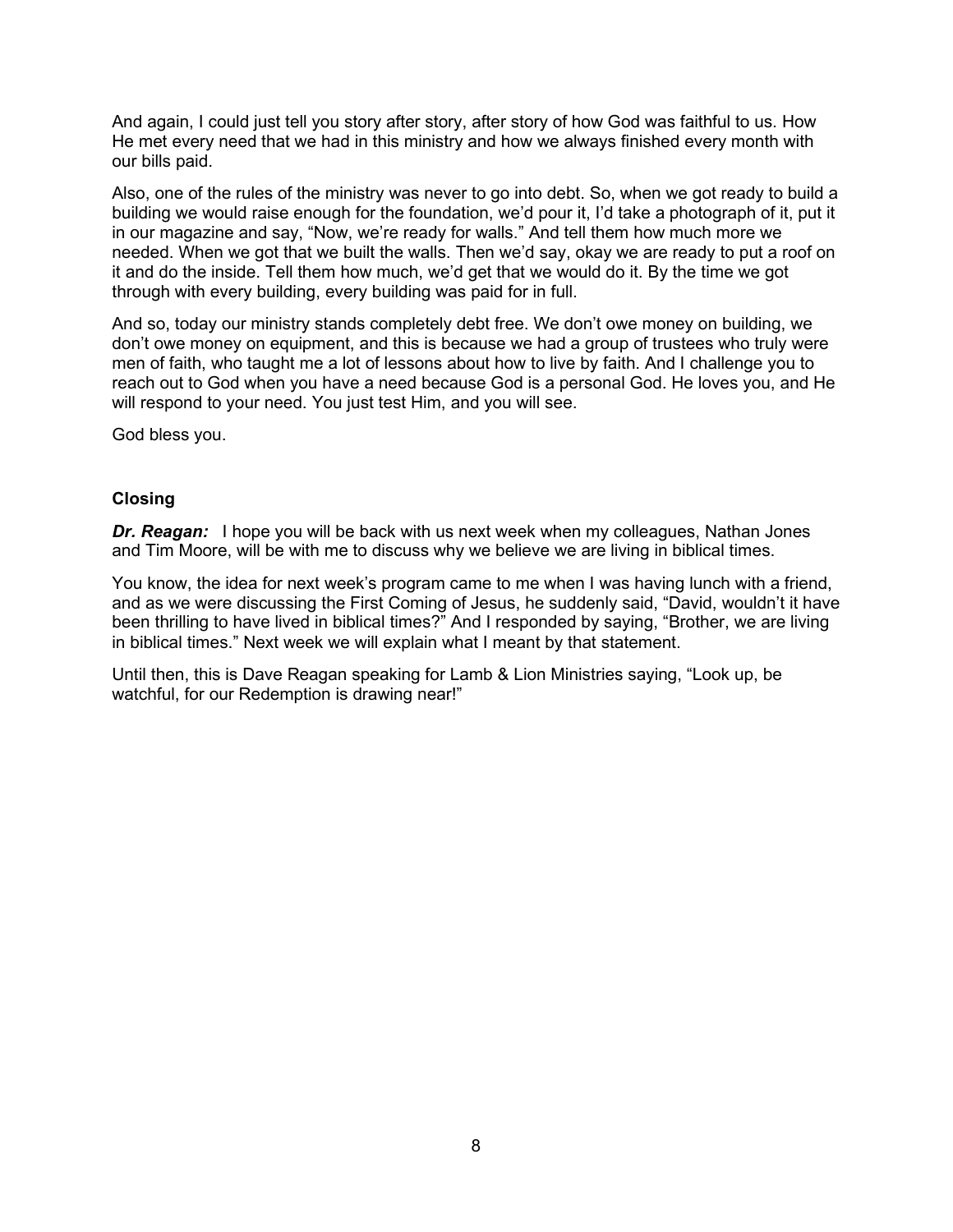And again, I could just tell you story after story, after story of how God was faithful to us. How He met every need that we had in this ministry and how we always finished every month with our bills paid.

Also, one of the rules of the ministry was never to go into debt. So, when we got ready to build a building we would raise enough for the foundation, we'd pour it, I'd take a photograph of it, put it in our magazine and say, "Now, we're ready for walls." And tell them how much more we needed. When we got that we built the walls. Then we'd say, okay we are ready to put a roof on it and do the inside. Tell them how much, we'd get that we would do it. By the time we got through with every building, every building was paid for in full.

And so, today our ministry stands completely debt free. We don't owe money on building, we don't owe money on equipment, and this is because we had a group of trustees who truly were men of faith, who taught me a lot of lessons about how to live by faith. And I challenge you to reach out to God when you have a need because God is a personal God. He loves you, and He will respond to your need. You just test Him, and you will see.

God bless you.

### Closing

***Dr. Reagan:*** I hope you will be back with us next week when my colleagues, Nathan Jones and Tim Moore, will be with me to discuss why we believe we are living in biblical times.

You know, the idea for next week's program came to me when I was having lunch with a friend, and as we were discussing the First Coming of Jesus, he suddenly said, "David, wouldn't it have been thrilling to have lived in biblical times?" And I responded by saying, "Brother, we are living in biblical times." Next week we will explain what I meant by that statement.

Until then, this is Dave Reagan speaking for Lamb & Lion Ministries saying, "Look up, be watchful, for our Redemption is drawing near!"